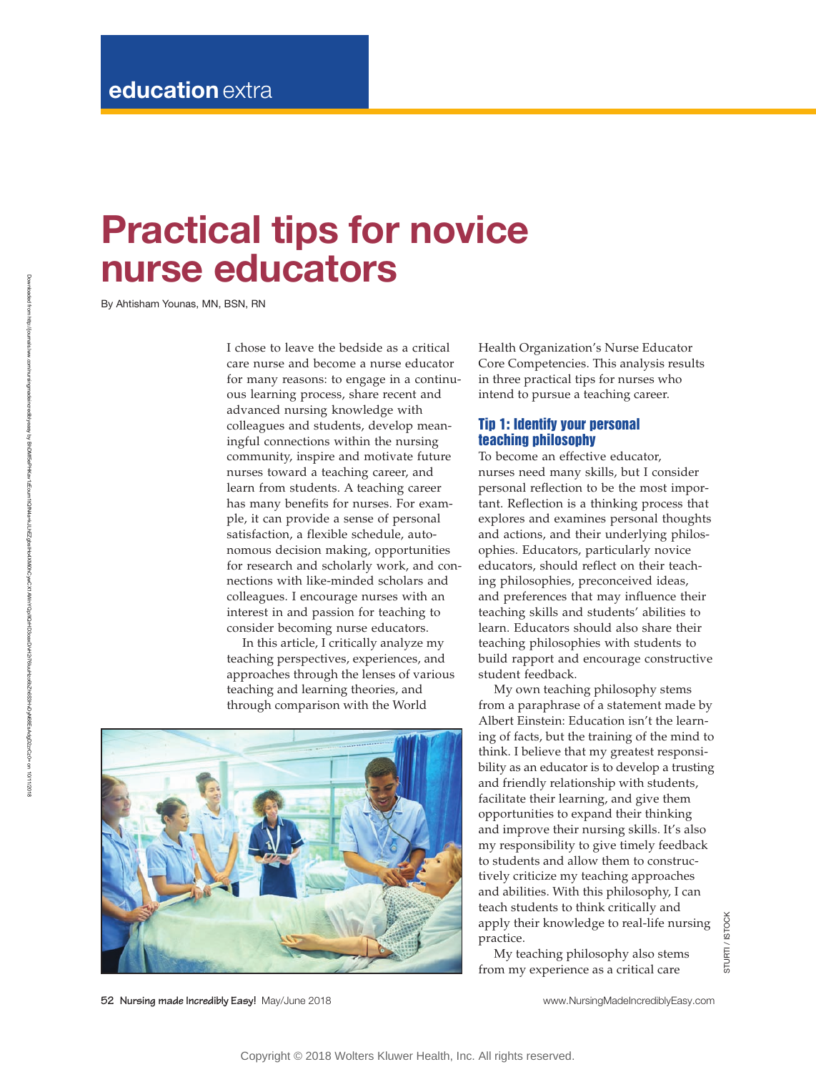# Practical tips for novice nurse educators

By Ahtisham Younas, MN, BSN, RN

I chose to leave the bedside as a critical care nurse and become a nurse educator for many reasons: to engage in a continuous learning process, share recent and advanced nursing knowledge with colleagues and students, develop meaningful connections within the nursing community, inspire and motivate future nurses toward a teaching career, and learn from students. A teaching career has many benefits for nurses. For example, it can provide a sense of personal satisfaction, a flexible schedule, autonomous decision making, opportunities for research and scholarly work, and connections with like-minded scholars and colleagues. I encourage nurses with an interest in and passion for teaching to consider becoming nurse educators.

In this article, I critically analyze my teaching perspectives, experiences, and approaches through the lenses of various teaching and learning theories, and through comparison with the World Health Organization's Nurse Educator Core Competencies. This analysis results in three practical tips for nurses who intend to pursue a teaching career.

## Tip 1: Identify your personal teaching philosophy

To become an effective educator, nurses need many skills, but I consider personal reflection to be the most important. Reflection is a thinking process that explores and examines personal thoughts and actions, and their underlying philosophies. Educators, particularly novice educators, should reflect on their teaching philosophies, preconceived ideas, and preferences that may influence their teaching skills and students' abilities to learn. Educators should also share their teaching philosophies with students to build rapport and encourage constructive student feedback.

My own teaching philosophy stems from a paraphrase of a statement made by Albert Einstein: Education isn't the learning of facts, but the training of the mind to think. I believe that my greatest responsibility as an educator is to develop a trusting and friendly relationship with students, facilitate their learning, and give them opportunities to expand their thinking and improve their nursing skills. It's also my responsibility to give timely feedback to students and allow them to constructively criticize my teaching approaches and abilities. With this philosophy, I can teach students to think critically and apply their knowledge to real-life nursing practice.

My teaching philosophy also stems from my experience as a critical care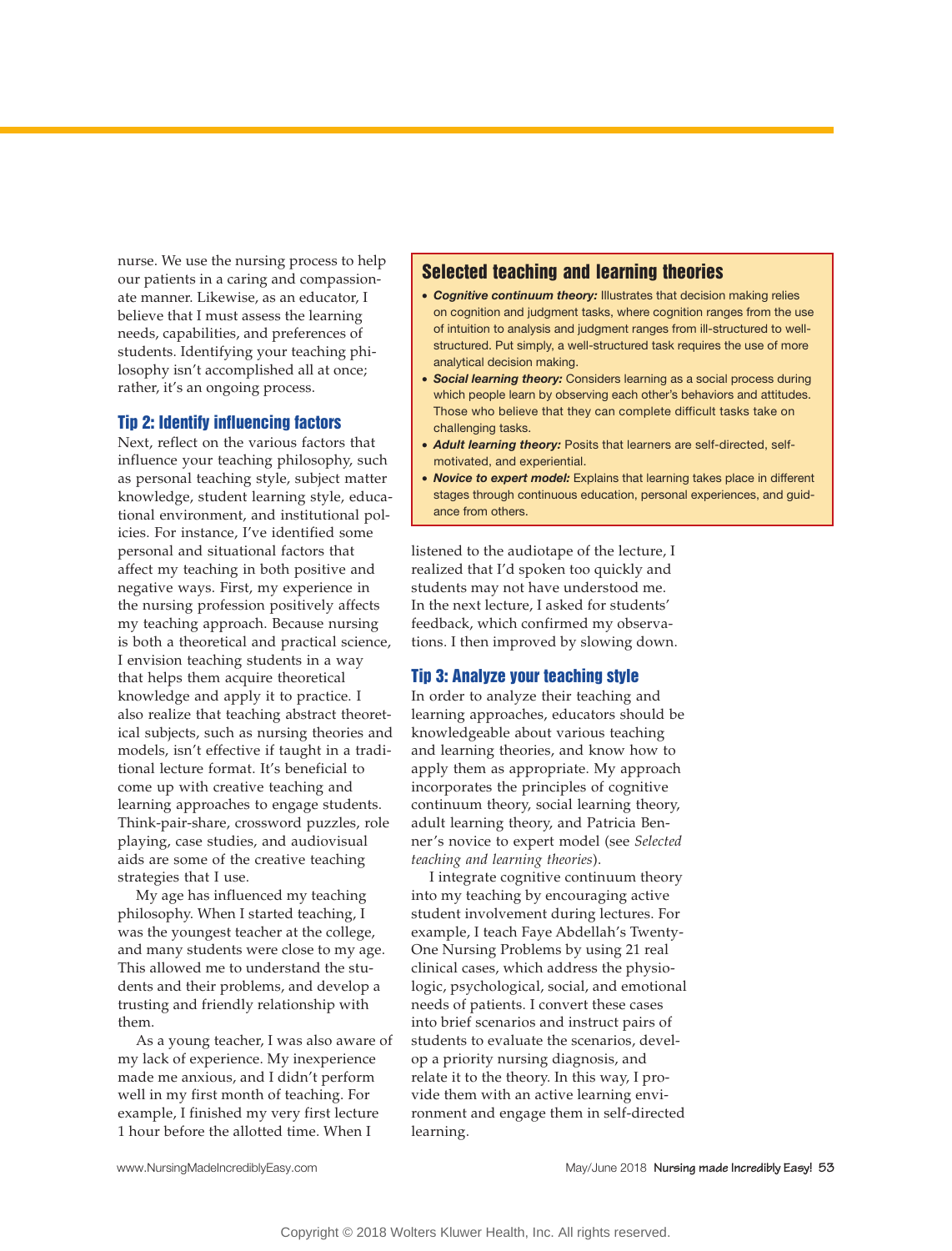nurse. We use the nursing process to help our patients in a caring and compassionate manner. Likewise, as an educator, I believe that I must assess the learning needs, capabilities, and preferences of students. Identifying your teaching philosophy isn't accomplished all at once; rather, it's an ongoing process.

## Tip 2: Identify influencing factors

Next, reflect on the various factors that influence your teaching philosophy, such as personal teaching style, subject matter knowledge, student learning style, educational environment, and institutional policies. For instance, I've identified some personal and situational factors that affect my teaching in both positive and negative ways. First, my experience in the nursing profession positively affects my teaching approach. Because nursing is both a theoretical and practical science, I envision teaching students in a way that helps them acquire theoretical knowledge and apply it to practice. I also realize that teaching abstract theoretical subjects, such as nursing theories and models, isn't effective if taught in a traditional lecture format. It's beneficial to come up with creative teaching and learning approaches to engage students. Think-pair-share, crossword puzzles, role playing, case studies, and audiovisual aids are some of the creative teaching strategies that I use.

My age has influenced my teaching philosophy. When I started teaching, I was the youngest teacher at the college, and many students were close to my age. This allowed me to understand the students and their problems, and develop a trusting and friendly relationship with them.

As a young teacher, I was also aware of my lack of experience. My inexperience made me anxious, and I didn't perform well in my first month of teaching. For example, I finished my very first lecture 1 hour before the allotted time. When I listened to the audiotape of the lecture, I realized that I'd spoken too quickly and students may not have understood me. In the next lecture, I asked for students' feedback, which confirmed my observations. I then improved by slowing down.

### Selected teaching and learning theories

- ***Cognitive continuum theory:*** Illustrates that decision making relies on cognition and judgment tasks, where cognition ranges from the use of intuition to analysis and judgment ranges from ill-structured to well-structured. Put simply, a well-structured task requires the use of more analytical decision making.
- ***Social learning theory:*** Considers learning as a social process during which people learn by observing each other's behaviors and attitudes. Those who believe that they can complete difficult tasks take on challenging tasks.
- ***Adult learning theory:*** Posits that learners are self-directed, self-motivated, and experiential.
- ***Novice to expert model:*** Explains that learning takes place in different stages through continuous education, personal experiences, and guidance from others.

## Tip 3: Analyze your teaching style

In order to analyze their teaching and learning approaches, educators should be knowledgeable about various teaching and learning theories, and know how to apply them as appropriate. My approach incorporates the principles of cognitive continuum theory, social learning theory, adult learning theory, and Patricia Benner's novice to expert model (see *Selected teaching and learning theories*).

I integrate cognitive continuum theory into my teaching by encouraging active student involvement during lectures. For example, I teach Faye Abdellah's Twenty-One Nursing Problems by using 21 real clinical cases, which address the physiologic, psychological, social, and emotional needs of patients. I convert these cases into brief scenarios and instruct pairs of students to evaluate the scenarios, develop a priority nursing diagnosis, and relate it to the theory. In this way, I provide them with an active learning environment and engage them in self-directed learning.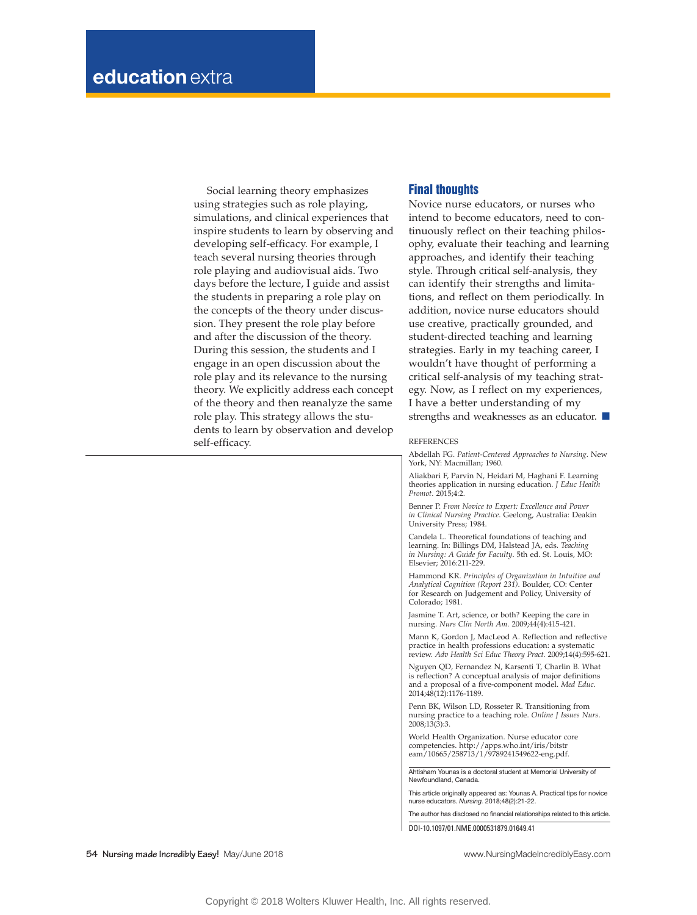Social learning theory emphasizes using strategies such as role playing, simulations, and clinical experiences that inspire students to learn by observing and developing self-efficacy. For example, I teach several nursing theories through role playing and audiovisual aids. Two days before the lecture, I guide and assist the students in preparing a role play on the concepts of the theory under discussion. They present the role play before and after the discussion of the theory. During this session, the students and I engage in an open discussion about the role play and its relevance to the nursing theory. We explicitly address each concept of the theory and then reanalyze the same role play. This strategy allows the students to learn by observation and develop self-efficacy.

## Final thoughts

Novice nurse educators, or nurses who intend to become educators, need to continuously reflect on their teaching philosophy, evaluate their teaching and learning approaches, and identify their teaching style. Through critical self-analysis, they can identify their strengths and limitations, and reflect on them periodically. In addition, novice nurse educators should use creative, practically grounded, and student-directed teaching and learning strategies. Early in my teaching career, I wouldn't have thought of performing a critical self-analysis of my teaching strategy. Now, as I reflect on my experiences, I have a better understanding of my strengths and weaknesses as an educator. ■

REFERENCES

Abdellah FG. *Patient-Centered Approaches to Nursing*. New York, NY: Macmillan; 1960.

Aliakbari F, Parvin N, Heidari M, Haghani F. Learning theories application in nursing education. *J Educ Health Promot*. 2015;4:2.

Benner P. *From Novice to Expert: Excellence and Power in Clinical Nursing Practice*. Geelong, Australia: Deakin University Press; 1984.

Candela L. Theoretical foundations of teaching and learning. In: Billings DM, Halstead JA, eds. *Teaching in Nursing: A Guide for Faculty*. 5th ed. St. Louis, MO: Elsevier; 2016:211-229.

Hammond KR. *Principles of Organization in Intuitive and Analytical Cognition (Report 231)*. Boulder, CO: Center for Research on Judgement and Policy, University of Colorado; 1981.

Jasmine T. Art, science, or both? Keeping the care in nursing. *Nurs Clin North Am*. 2009;44(4):415-421.

Mann K, Gordon J, MacLeod A. Reflection and reflective practice in health professions education: a systematic review. *Adv Health Sci Educ Theory Pract*. 2009;14(4):595-621.

Nguyen QD, Fernandez N, Karsenti T, Charlin B. What is reflection? A conceptual analysis of major definitions and a proposal of a five-component model. *Med Educ*. 2014;48(12):1176-1189.

Penn BK, Wilson LD, Rosseter R. Transitioning from nursing practice to a teaching role. *Online J Issues Nurs*. 2008;13(3):3.

World Health Organization. Nurse educator core competencies. http://apps.who.int/iris/bitstream/10665/258713/1/9789241549622-eng.pdf.

Ahtisham Younas is a doctoral student at Memorial University of Newfoundland, Canada.

This article originally appeared as: Younas A. Practical tips for novice nurse educators. *Nursing*. 2018;48(2):21-22.

The author has disclosed no financial relationships related to this article.

DOI-10.1097/01.NME.0000531879.01649.41

Copyright © 2018 Wolters Kluwer Health, Inc. All rights reserved.